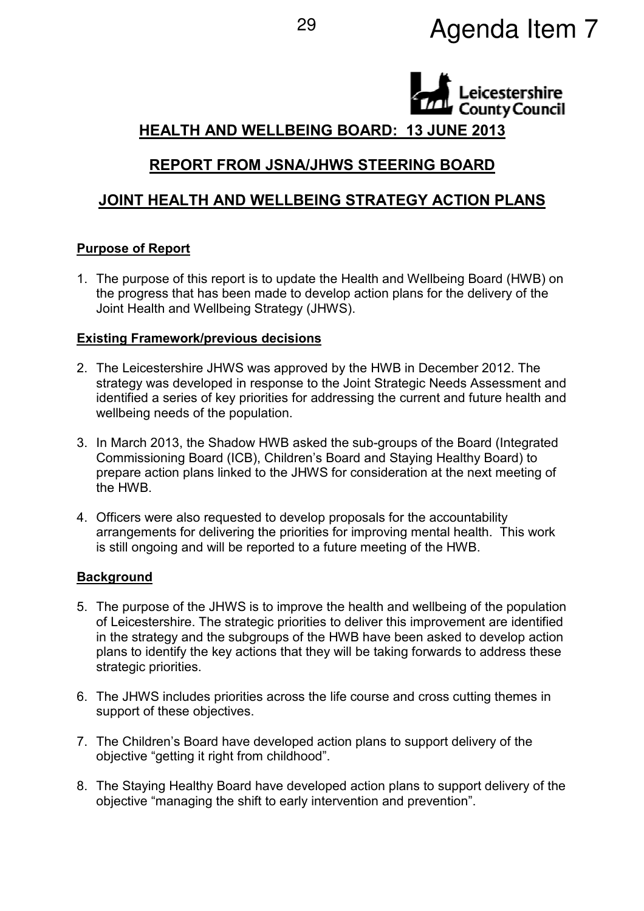Agenda Item 7

Leicestershire County Council

## HEALTH AND WELLBEING BOARD: 13 JUNE 2013

## REPORT FROM JSNA/JHWS STEERING BOARD

## JOINT HEALTH AND WELLBEING STRATEGY ACTION PLANS

### Purpose of Report

1. The purpose of this report is to update the Health and Wellbeing Board (HWB) on the progress that has been made to develop action plans for the delivery of the Joint Health and Wellbeing Strategy (JHWS).

### Existing Framework/previous decisions

2. The Leicestershire JHWS was approved by the HWB in December 2012. The strategy was developed in response to the Joint Strategic Needs Assessment and identified a series of key priorities for addressing the current and future health and wellbeing needs of the population.

3. In March 2013, the Shadow HWB asked the sub-groups of the Board (Integrated Commissioning Board (ICB), Children's Board and Staying Healthy Board) to prepare action plans linked to the JHWS for consideration at the next meeting of the HWB.

4. Officers were also requested to develop proposals for the accountability arrangements for delivering the priorities for improving mental health. This work is still ongoing and will be reported to a future meeting of the HWB.

### Background

5. The purpose of the JHWS is to improve the health and wellbeing of the population of Leicestershire. The strategic priorities to deliver this improvement are identified in the strategy and the subgroups of the HWB have been asked to develop action plans to identify the key actions that they will be taking forwards to address these strategic priorities.

6. The JHWS includes priorities across the life course and cross cutting themes in support of these objectives.

7. The Children's Board have developed action plans to support delivery of the objective "getting it right from childhood".

8. The Staying Healthy Board have developed action plans to support delivery of the objective "managing the shift to early intervention and prevention".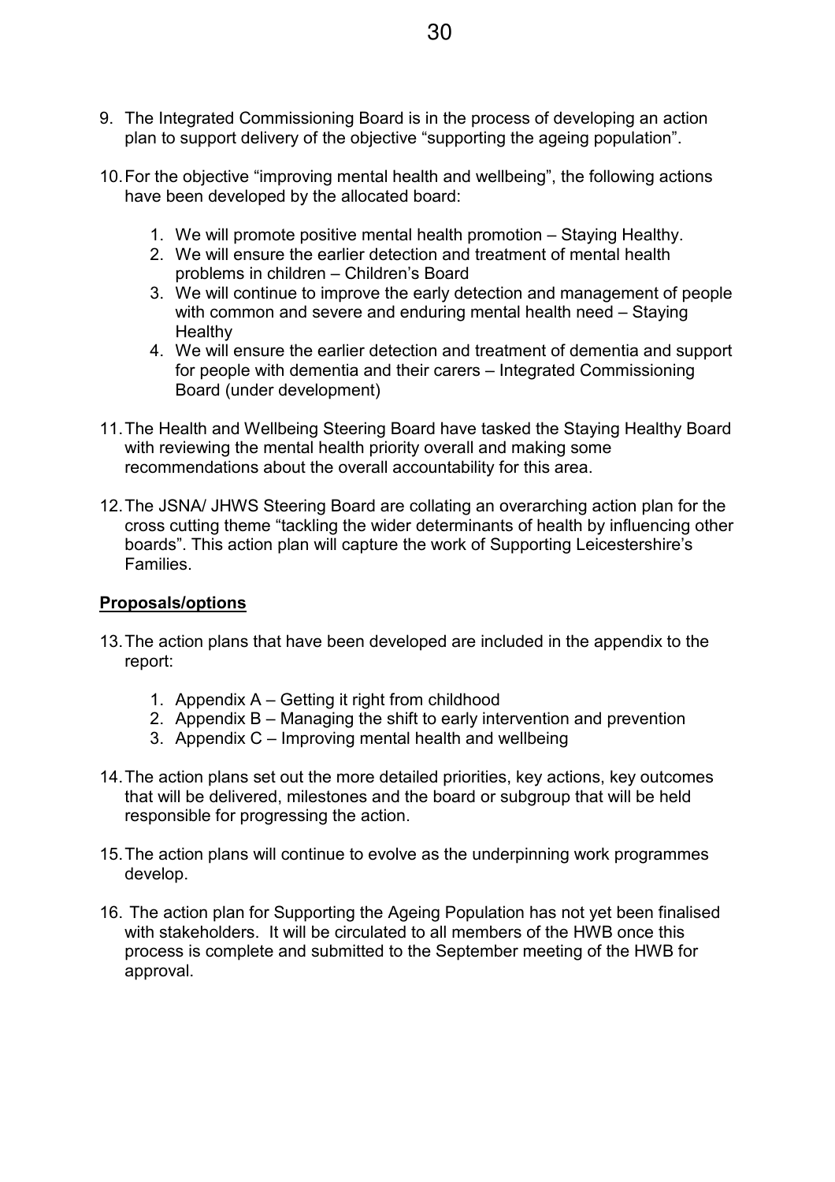9. The Integrated Commissioning Board is in the process of developing an action plan to support delivery of the objective "supporting the ageing population".

10. For the objective "improving mental health and wellbeing", the following actions have been developed by the allocated board:

    1. We will promote positive mental health promotion – Staying Healthy.
    2. We will ensure the earlier detection and treatment of mental health problems in children – Children's Board
    3. We will continue to improve the early detection and management of people with common and severe and enduring mental health need – Staying Healthy
    4. We will ensure the earlier detection and treatment of dementia and support for people with dementia and their carers – Integrated Commissioning Board (under development)

11. The Health and Wellbeing Steering Board have tasked the Staying Healthy Board with reviewing the mental health priority overall and making some recommendations about the overall accountability for this area.

12. The JSNA/ JHWS Steering Board are collating an overarching action plan for the cross cutting theme "tackling the wider determinants of health by influencing other boards". This action plan will capture the work of Supporting Leicestershire's Families.

**Proposals/options**

13. The action plans that have been developed are included in the appendix to the report:

    1. Appendix A – Getting it right from childhood
    2. Appendix B – Managing the shift to early intervention and prevention
    3. Appendix C – Improving mental health and wellbeing

14. The action plans set out the more detailed priorities, key actions, key outcomes that will be delivered, milestones and the board or subgroup that will be held responsible for progressing the action.

15. The action plans will continue to evolve as the underpinning work programmes develop.

16. The action plan for Supporting the Ageing Population has not yet been finalised with stakeholders. It will be circulated to all members of the HWB once this process is complete and submitted to the September meeting of the HWB for approval.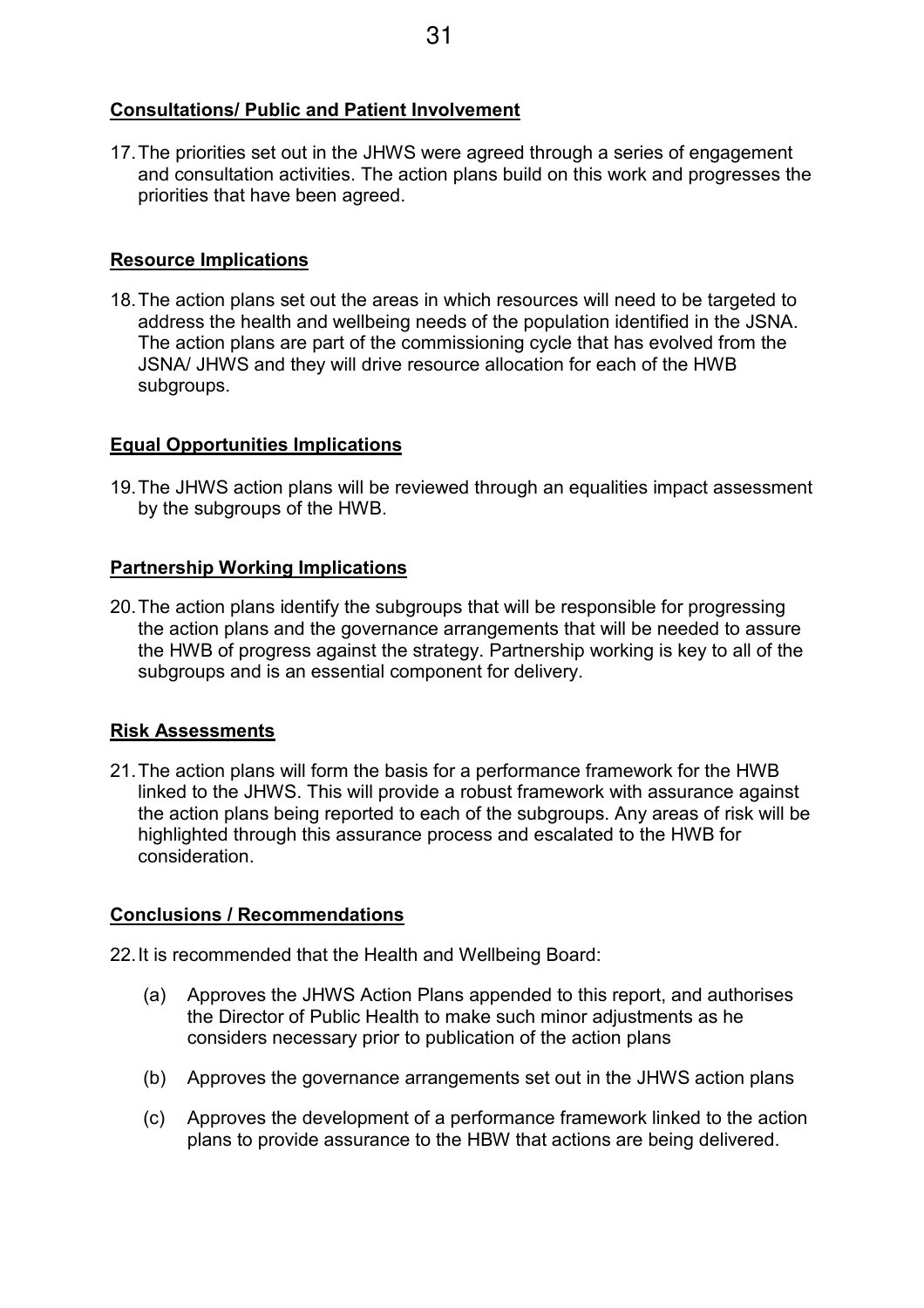**Consultations/ Public and Patient Involvement**

17. The priorities set out in the JHWS were agreed through a series of engagement and consultation activities. The action plans build on this work and progresses the priorities that have been agreed.

**Resource Implications**

18. The action plans set out the areas in which resources will need to be targeted to address the health and wellbeing needs of the population identified in the JSNA. The action plans are part of the commissioning cycle that has evolved from the JSNA/ JHWS and they will drive resource allocation for each of the HWB subgroups.

**Equal Opportunities Implications**

19. The JHWS action plans will be reviewed through an equalities impact assessment by the subgroups of the HWB.

**Partnership Working Implications**

20. The action plans identify the subgroups that will be responsible for progressing the action plans and the governance arrangements that will be needed to assure the HWB of progress against the strategy. Partnership working is key to all of the subgroups and is an essential component for delivery.

**Risk Assessments**

21. The action plans will form the basis for a performance framework for the HWB linked to the JHWS. This will provide a robust framework with assurance against the action plans being reported to each of the subgroups. Any areas of risk will be highlighted through this assurance process and escalated to the HWB for consideration.

**Conclusions / Recommendations**

22. It is recommended that the Health and Wellbeing Board:

(a) Approves the JHWS Action Plans appended to this report, and authorises the Director of Public Health to make such minor adjustments as he considers necessary prior to publication of the action plans

(b) Approves the governance arrangements set out in the JHWS action plans

(c) Approves the development of a performance framework linked to the action plans to provide assurance to the HBW that actions are being delivered.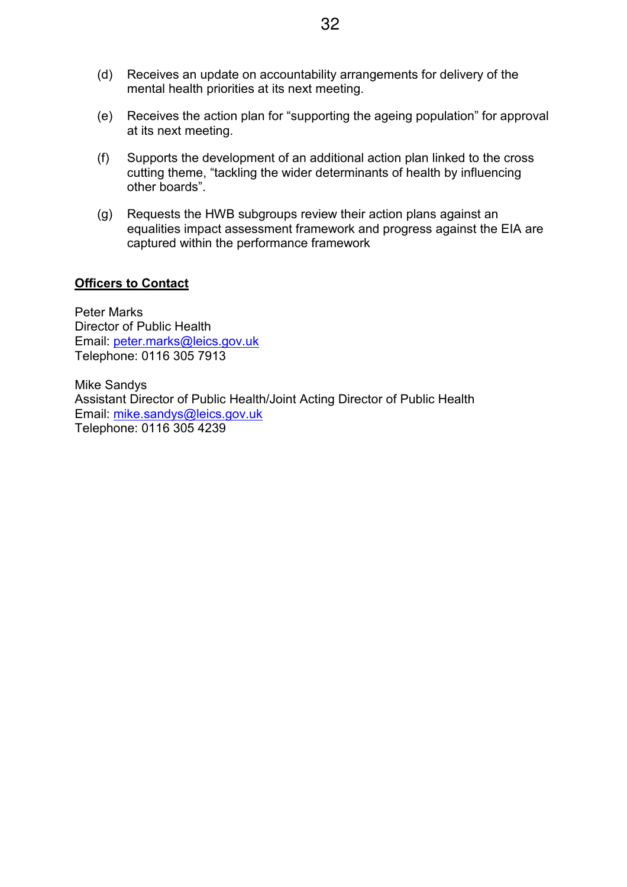(d) Receives an update on accountability arrangements for delivery of the mental health priorities at its next meeting.

(e) Receives the action plan for “supporting the ageing population” for approval at its next meeting.

(f) Supports the development of an additional action plan linked to the cross cutting theme, “tackling the wider determinants of health by influencing other boards”.

(g) Requests the HWB subgroups review their action plans against an equalities impact assessment framework and progress against the EIA are captured within the performance framework

**Officers to Contact**

Peter Marks
Director of Public Health
Email: peter.marks@leics.gov.uk
Telephone: 0116 305 7913

Mike Sandys
Assistant Director of Public Health/Joint Acting Director of Public Health
Email: mike.sandys@leics.gov.uk
Telephone: 0116 305 4239